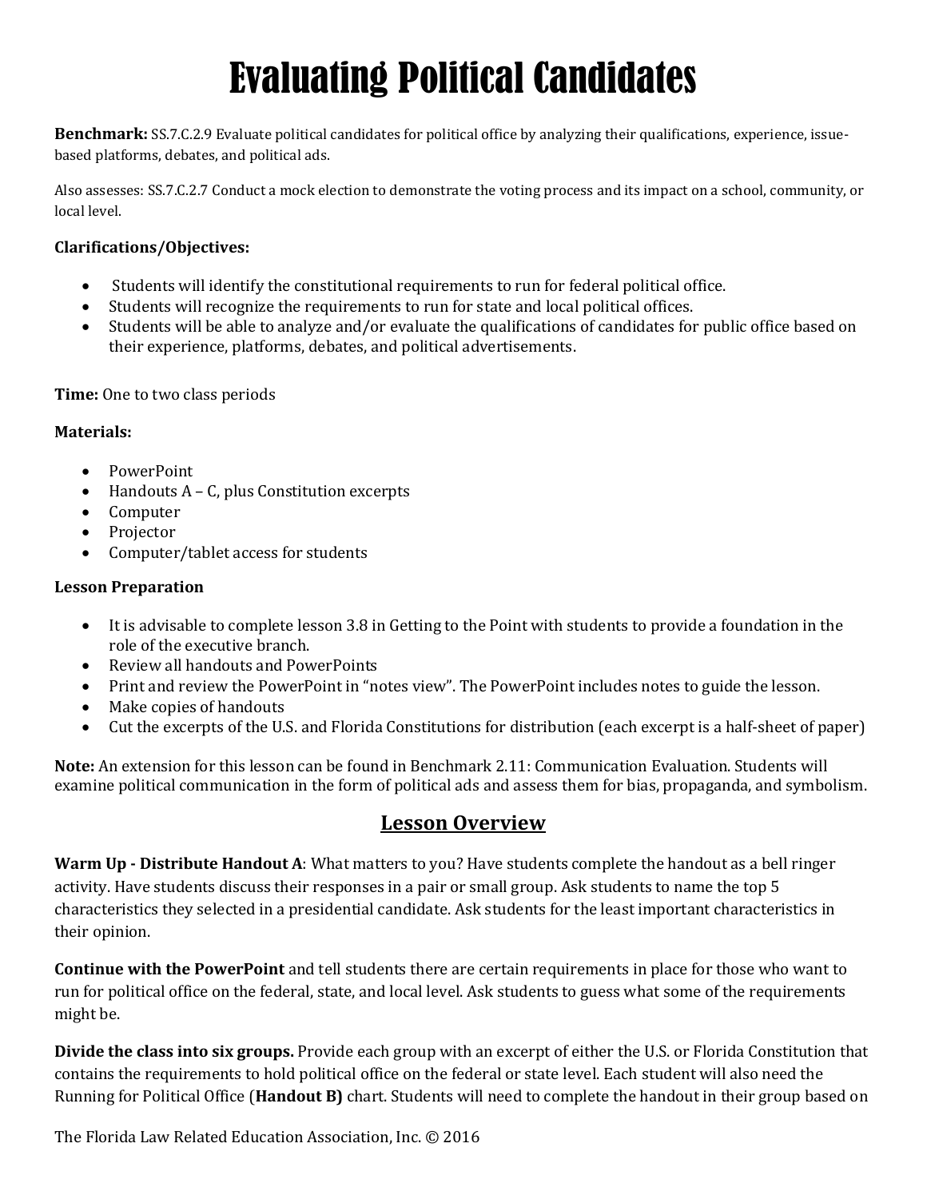# Evaluating Political Candidates

**Benchmark:** SS.7.C.2.9 Evaluate political candidates for political office by analyzing their qualifications, experience, issue-based platforms, debates, and political ads.

Also assesses: SS.7.C.2.7 Conduct a mock election to demonstrate the voting process and its impact on a school, community, or local level.

**Clarifications/Objectives:**

- Students will identify the constitutional requirements to run for federal political office.
- Students will recognize the requirements to run for state and local political offices.
- Students will be able to analyze and/or evaluate the qualifications of candidates for public office based on their experience, platforms, debates, and political advertisements.

**Time:** One to two class periods

**Materials:**

- PowerPoint
- Handouts A – C, plus Constitution excerpts
- Computer
- Projector
- Computer/tablet access for students

**Lesson Preparation**

- It is advisable to complete lesson 3.8 in Getting to the Point with students to provide a foundation in the role of the executive branch.
- Review all handouts and PowerPoints
- Print and review the PowerPoint in "notes view". The PowerPoint includes notes to guide the lesson.
- Make copies of handouts
- Cut the excerpts of the U.S. and Florida Constitutions for distribution (each excerpt is a half-sheet of paper)

**Note:** An extension for this lesson can be found in Benchmark 2.11: Communication Evaluation. Students will examine political communication in the form of political ads and assess them for bias, propaganda, and symbolism.

## Lesson Overview

**Warm Up - Distribute Handout A**: What matters to you? Have students complete the handout as a bell ringer activity. Have students discuss their responses in a pair or small group. Ask students to name the top 5 characteristics they selected in a presidential candidate. Ask students for the least important characteristics in their opinion.

**Continue with the PowerPoint** and tell students there are certain requirements in place for those who want to run for political office on the federal, state, and local level. Ask students to guess what some of the requirements might be.

**Divide the class into six groups.** Provide each group with an excerpt of either the U.S. or Florida Constitution that contains the requirements to hold political office on the federal or state level. Each student will also need the Running for Political Office (**Handout B)** chart. Students will need to complete the handout in their group based on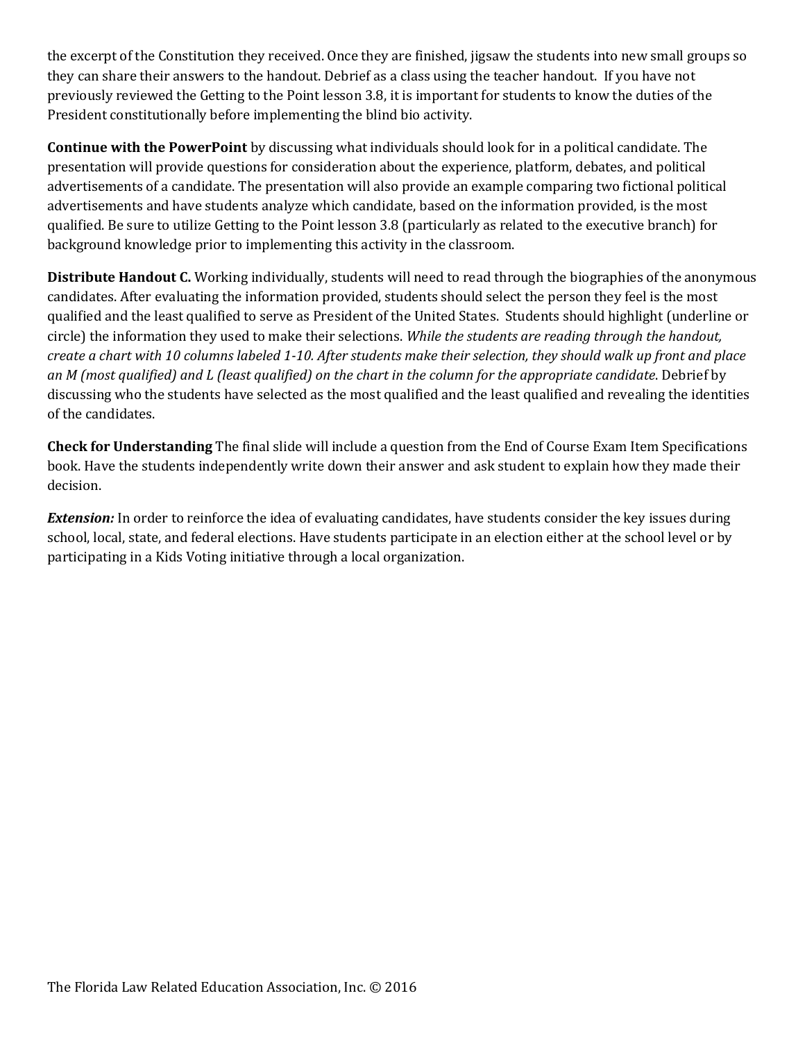the excerpt of the Constitution they received. Once they are finished, jigsaw the students into new small groups so they can share their answers to the handout. Debrief as a class using the teacher handout. If you have not previously reviewed the Getting to the Point lesson 3.8, it is important for students to know the duties of the President constitutionally before implementing the blind bio activity.

**Continue with the PowerPoint** by discussing what individuals should look for in a political candidate. The presentation will provide questions for consideration about the experience, platform, debates, and political advertisements of a candidate. The presentation will also provide an example comparing two fictional political advertisements and have students analyze which candidate, based on the information provided, is the most qualified. Be sure to utilize Getting to the Point lesson 3.8 (particularly as related to the executive branch) for background knowledge prior to implementing this activity in the classroom.

**Distribute Handout C.** Working individually, students will need to read through the biographies of the anonymous candidates. After evaluating the information provided, students should select the person they feel is the most qualified and the least qualified to serve as President of the United States. Students should highlight (underline or circle) the information they used to make their selections. *While the students are reading through the handout, create a chart with 10 columns labeled 1-10. After students make their selection, they should walk up front and place an M (most qualified) and L (least qualified) on the chart in the column for the appropriate candidate.* Debrief by discussing who the students have selected as the most qualified and the least qualified and revealing the identities of the candidates.

**Check for Understanding** The final slide will include a question from the End of Course Exam Item Specifications book. Have the students independently write down their answer and ask student to explain how they made their decision.

***Extension:*** In order to reinforce the idea of evaluating candidates, have students consider the key issues during school, local, state, and federal elections. Have students participate in an election either at the school level or by participating in a Kids Voting initiative through a local organization.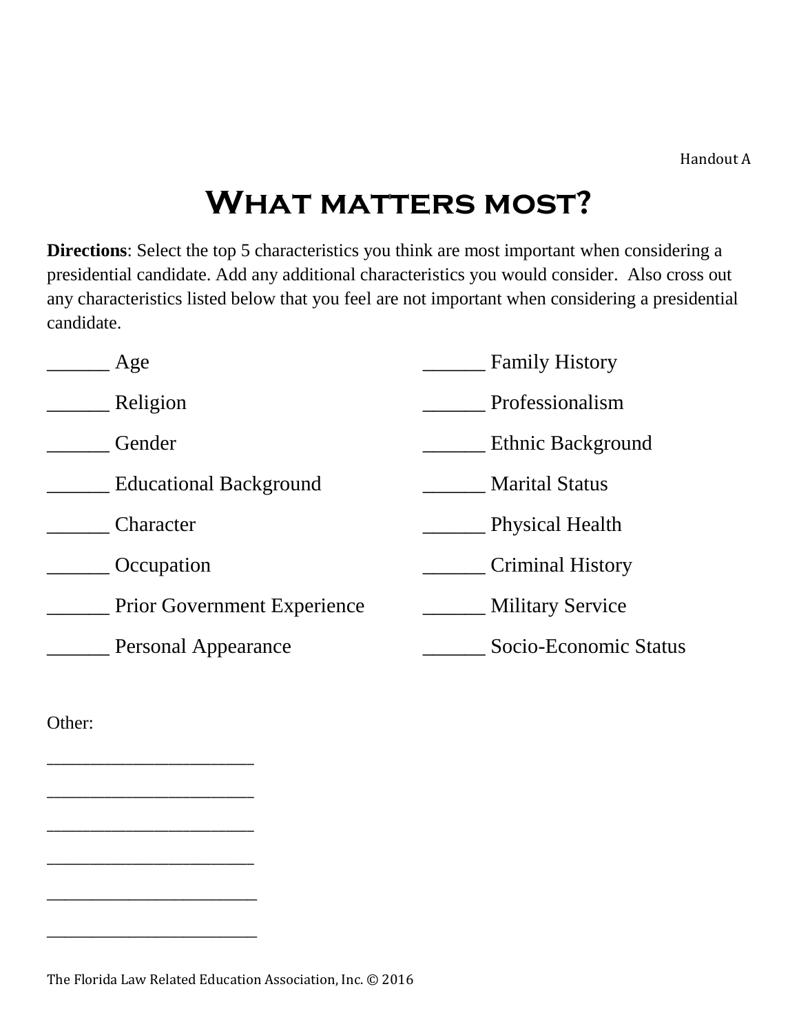Handout A

# What matters most?

**Directions**: Select the top 5 characteristics you think are most important when considering a presidential candidate. Add any additional characteristics you would consider. Also cross out any characteristics listed below that you feel are not important when considering a presidential candidate.

______ Age

______ Religion

______ Gender

______ Educational Background

______ Character

______ Occupation

______ Prior Government Experience

______ Personal Appearance

______ Family History

______ Professionalism

______ Ethnic Background

______ Marital Status

______ Physical Health

______ Criminal History

______ Military Service

______ Socio-Economic Status

Other:

______________________

______________________

______________________

______________________

______________________

______________________

The Florida Law Related Education Association, Inc. © 2016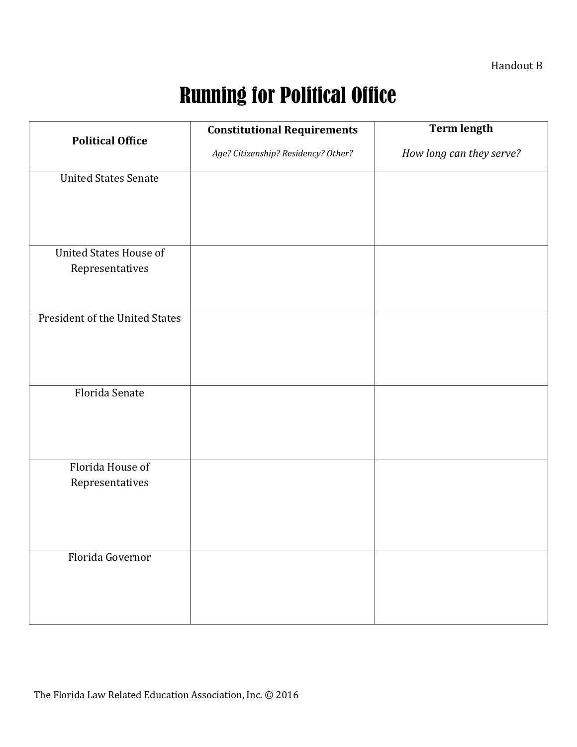Handout B

# Running for Political Office

| Political Office | **Constitutional Requirements**<br>*Age? Citizenship? Residency? Other?* | **Term length**<br>*How long can they serve?* |
|---|---|---|
| United States Senate | | |
| United States House of Representatives | | |
| President of the United States | | |
| Florida Senate | | |
| Florida House of Representatives | | |
| Florida Governor | | |

The Florida Law Related Education Association, Inc. © 2016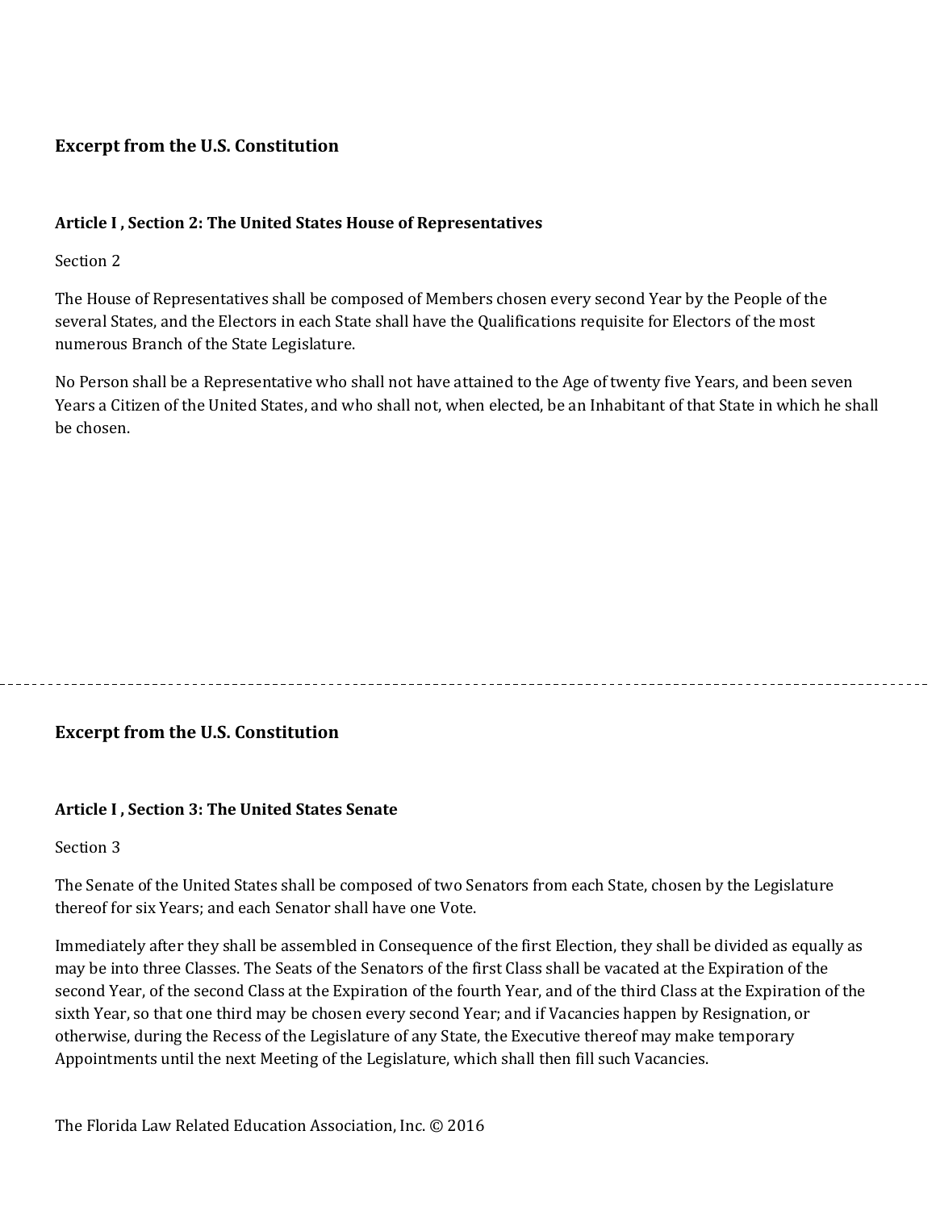## Excerpt from the U.S. Constitution

### Article I , Section 2: The United States House of Representatives

Section 2

The House of Representatives shall be composed of Members chosen every second Year by the People of the several States, and the Electors in each State shall have the Qualifications requisite for Electors of the most numerous Branch of the State Legislature.

No Person shall be a Representative who shall not have attained to the Age of twenty five Years, and been seven Years a Citizen of the United States, and who shall not, when elected, be an Inhabitant of that State in which he shall be chosen.

---

## Excerpt from the U.S. Constitution

### Article I , Section 3: The United States Senate

Section 3

The Senate of the United States shall be composed of two Senators from each State, chosen by the Legislature thereof for six Years; and each Senator shall have one Vote.

Immediately after they shall be assembled in Consequence of the first Election, they shall be divided as equally as may be into three Classes. The Seats of the Senators of the first Class shall be vacated at the Expiration of the second Year, of the second Class at the Expiration of the fourth Year, and of the third Class at the Expiration of the sixth Year, so that one third may be chosen every second Year; and if Vacancies happen by Resignation, or otherwise, during the Recess of the Legislature of any State, the Executive thereof may make temporary Appointments until the next Meeting of the Legislature, which shall then fill such Vacancies.

The Florida Law Related Education Association, Inc. © 2016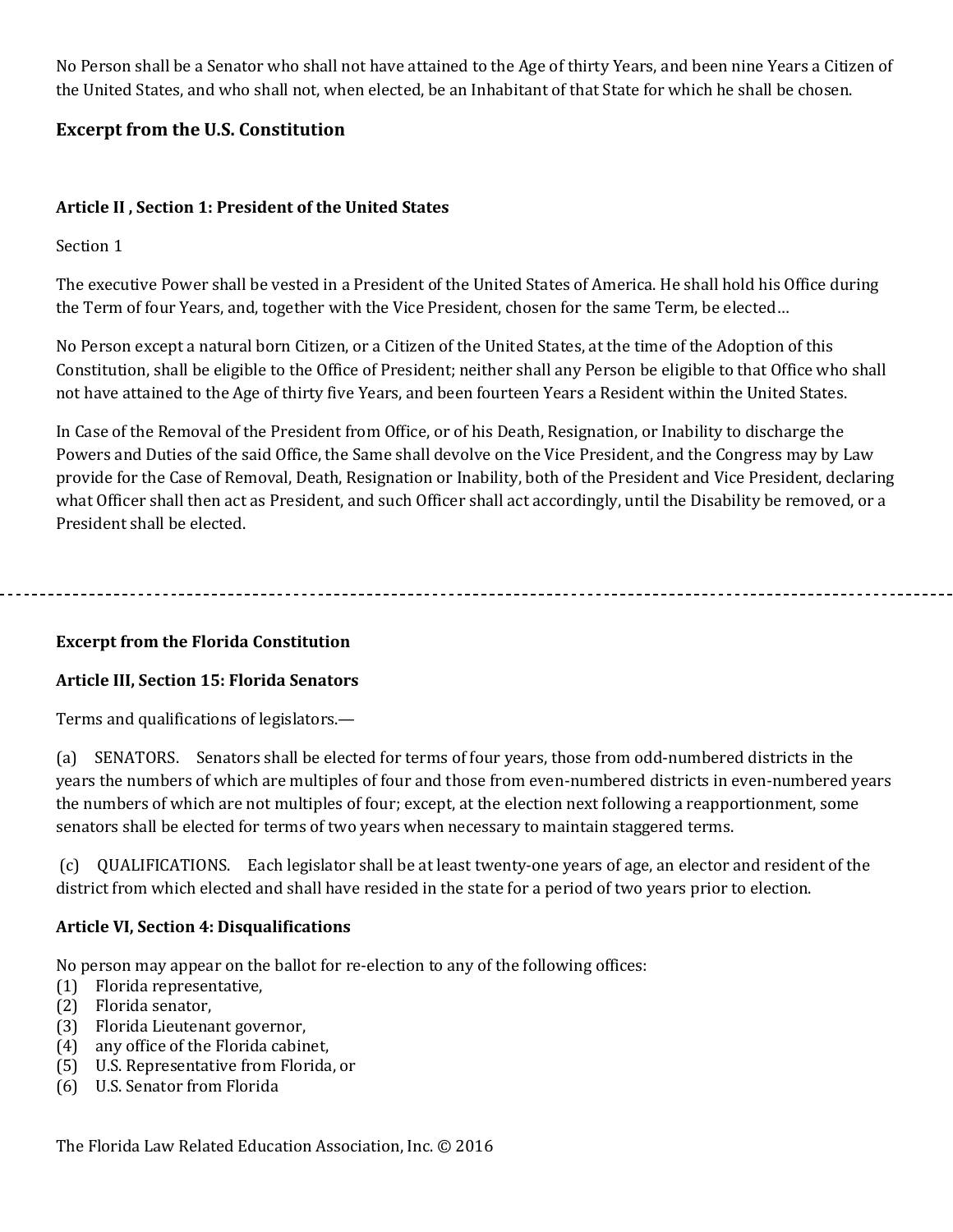No Person shall be a Senator who shall not have attained to the Age of thirty Years, and been nine Years a Citizen of the United States, and who shall not, when elected, be an Inhabitant of that State for which he shall be chosen.

## Excerpt from the U.S. Constitution

**Article II , Section 1: President of the United States**

Section 1

The executive Power shall be vested in a President of the United States of America. He shall hold his Office during the Term of four Years, and, together with the Vice President, chosen for the same Term, be elected…

No Person except a natural born Citizen, or a Citizen of the United States, at the time of the Adoption of this Constitution, shall be eligible to the Office of President; neither shall any Person be eligible to that Office who shall not have attained to the Age of thirty five Years, and been fourteen Years a Resident within the United States.

In Case of the Removal of the President from Office, or of his Death, Resignation, or Inability to discharge the Powers and Duties of the said Office, the Same shall devolve on the Vice President, and the Congress may by Law provide for the Case of Removal, Death, Resignation or Inability, both of the President and Vice President, declaring what Officer shall then act as President, and such Officer shall act accordingly, until the Disability be removed, or a President shall be elected.

---

**Excerpt from the Florida Constitution**

**Article III, Section 15: Florida Senators**

Terms and qualifications of legislators.—

(a) SENATORS. Senators shall be elected for terms of four years, those from odd-numbered districts in the years the numbers of which are multiples of four and those from even-numbered districts in even-numbered years the numbers of which are not multiples of four; except, at the election next following a reapportionment, some senators shall be elected for terms of two years when necessary to maintain staggered terms.

(c) QUALIFICATIONS. Each legislator shall be at least twenty-one years of age, an elector and resident of the district from which elected and shall have resided in the state for a period of two years prior to election.

**Article VI, Section 4: Disqualifications**

No person may appear on the ballot for re-election to any of the following offices:
(1) Florida representative,
(2) Florida senator,
(3) Florida Lieutenant governor,
(4) any office of the Florida cabinet,
(5) U.S. Representative from Florida, or
(6) U.S. Senator from Florida

The Florida Law Related Education Association, Inc. © 2016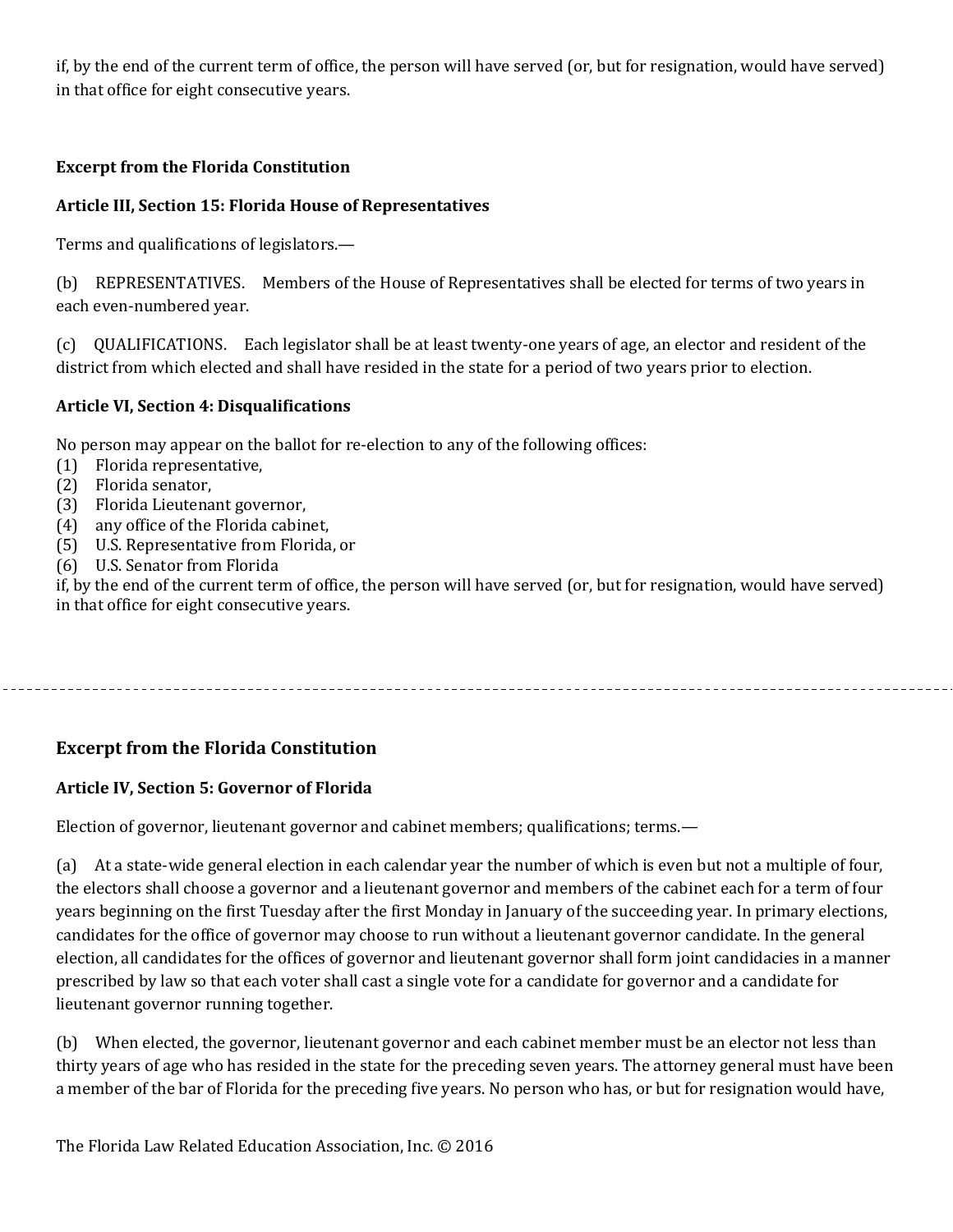if, by the end of the current term of office, the person will have served (or, but for resignation, would have served) in that office for eight consecutive years.

**Excerpt from the Florida Constitution**

**Article III, Section 15: Florida House of Representatives**

Terms and qualifications of legislators.—

(b) REPRESENTATIVES. Members of the House of Representatives shall be elected for terms of two years in each even-numbered year.

(c) QUALIFICATIONS. Each legislator shall be at least twenty-one years of age, an elector and resident of the district from which elected and shall have resided in the state for a period of two years prior to election.

**Article VI, Section 4: Disqualifications**

No person may appear on the ballot for re-election to any of the following offices:
(1) Florida representative,
(2) Florida senator,
(3) Florida Lieutenant governor,
(4) any office of the Florida cabinet,
(5) U.S. Representative from Florida, or
(6) U.S. Senator from Florida
if, by the end of the current term of office, the person will have served (or, but for resignation, would have served) in that office for eight consecutive years.

---

## Excerpt from the Florida Constitution

**Article IV, Section 5: Governor of Florida**

Election of governor, lieutenant governor and cabinet members; qualifications; terms.—

(a) At a state-wide general election in each calendar year the number of which is even but not a multiple of four, the electors shall choose a governor and a lieutenant governor and members of the cabinet each for a term of four years beginning on the first Tuesday after the first Monday in January of the succeeding year. In primary elections, candidates for the office of governor may choose to run without a lieutenant governor candidate. In the general election, all candidates for the offices of governor and lieutenant governor shall form joint candidacies in a manner prescribed by law so that each voter shall cast a single vote for a candidate for governor and a candidate for lieutenant governor running together.

(b) When elected, the governor, lieutenant governor and each cabinet member must be an elector not less than thirty years of age who has resided in the state for the preceding seven years. The attorney general must have been a member of the bar of Florida for the preceding five years. No person who has, or but for resignation would have,

The Florida Law Related Education Association, Inc. © 2016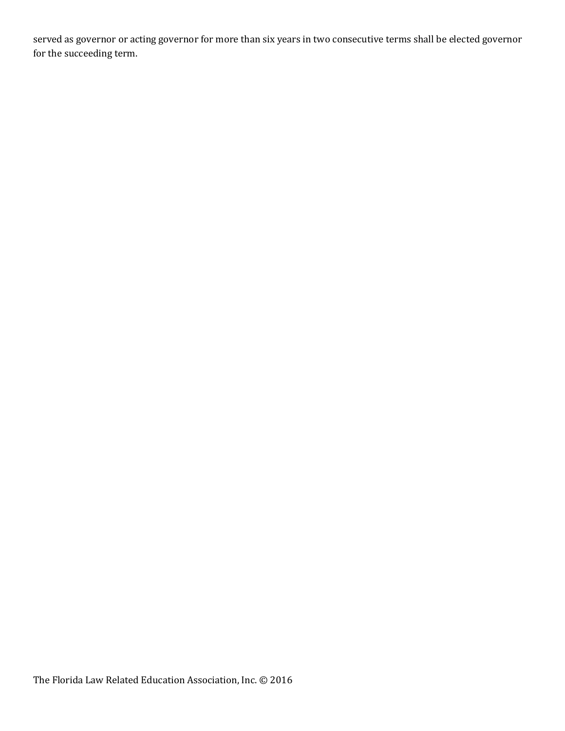served as governor or acting governor for more than six years in two consecutive terms shall be elected governor for the succeeding term.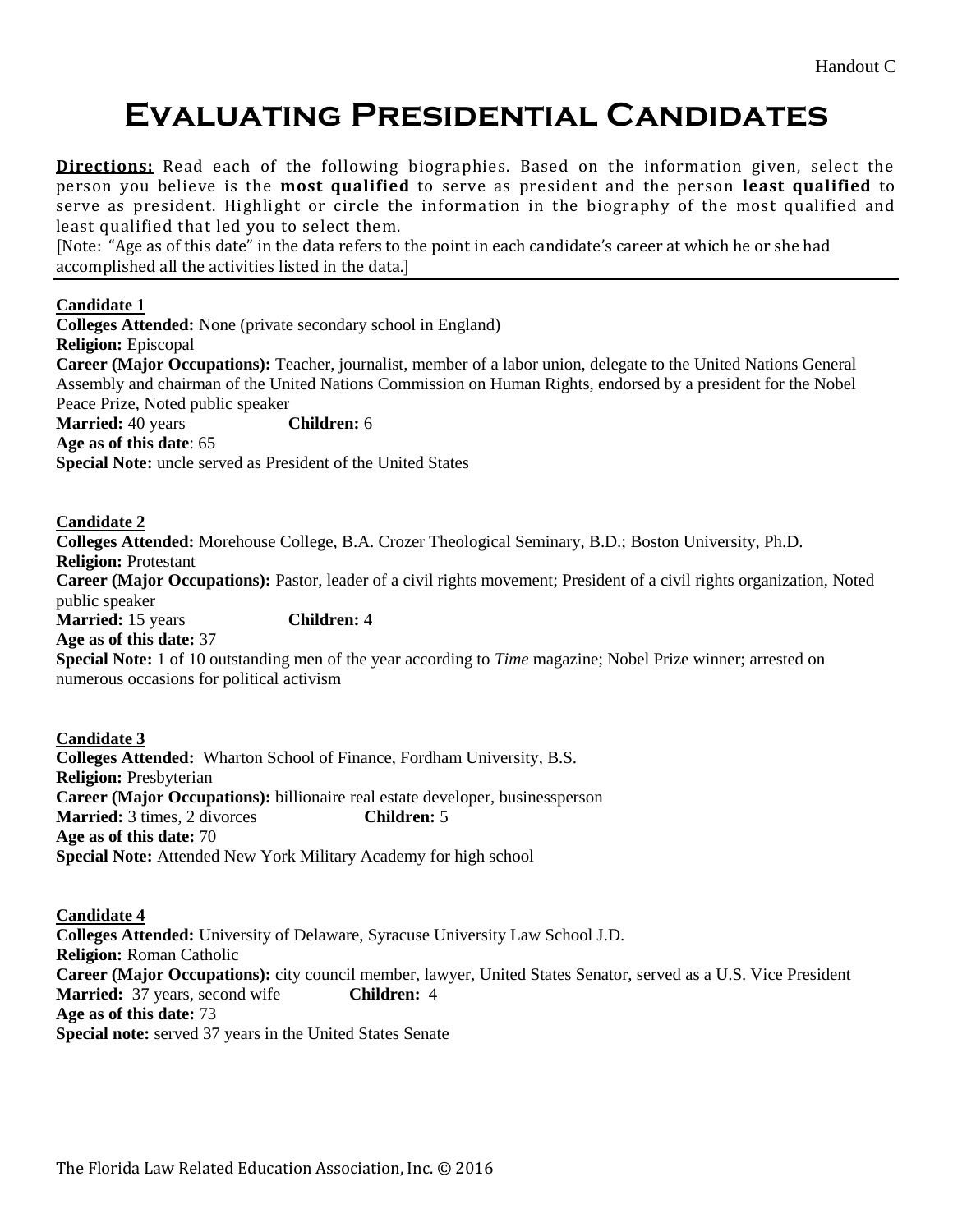Handout C

# Evaluating Presidential Candidates

**Directions:** Read each of the following biographies. Based on the information given, select the person you believe is the **most qualified** to serve as president and the person **least qualified** to serve as president. Highlight or circle the information in the biography of the most qualified and least qualified that led you to select them.

[Note: "Age as of this date" in the data refers to the point in each candidate's career at which he or she had accomplished all the activities listed in the data.]

---

**Candidate 1**

**Colleges Attended:** None (private secondary school in England)
**Religion:** Episcopal
**Career (Major Occupations):** Teacher, journalist, member of a labor union, delegate to the United Nations General Assembly and chairman of the United Nations Commission on Human Rights, endorsed by a president for the Nobel Peace Prize, Noted public speaker
**Married:** 40 years **Children:** 6
**Age as of this date**: 65
**Special Note:** uncle served as President of the United States

**Candidate 2**

**Colleges Attended:** Morehouse College, B.A. Crozer Theological Seminary, B.D.; Boston University, Ph.D.
**Religion:** Protestant
**Career (Major Occupations):** Pastor, leader of a civil rights movement; President of a civil rights organization, Noted public speaker
**Married:** 15 years **Children:** 4
**Age as of this date:** 37
**Special Note:** 1 of 10 outstanding men of the year according to *Time* magazine; Nobel Prize winner; arrested on numerous occasions for political activism

**Candidate 3**

**Colleges Attended:** Wharton School of Finance, Fordham University, B.S.
**Religion:** Presbyterian
**Career (Major Occupations):** billionaire real estate developer, businessperson
**Married:** 3 times, 2 divorces **Children:** 5
**Age as of this date:** 70
**Special Note:** Attended New York Military Academy for high school

**Candidate 4**

**Colleges Attended:** University of Delaware, Syracuse University Law School J.D.
**Religion:** Roman Catholic
**Career (Major Occupations):** city council member, lawyer, United States Senator, served as a U.S. Vice President
**Married:** 37 years, second wife **Children:** 4
**Age as of this date:** 73
**Special note:** served 37 years in the United States Senate

The Florida Law Related Education Association, Inc. © 2016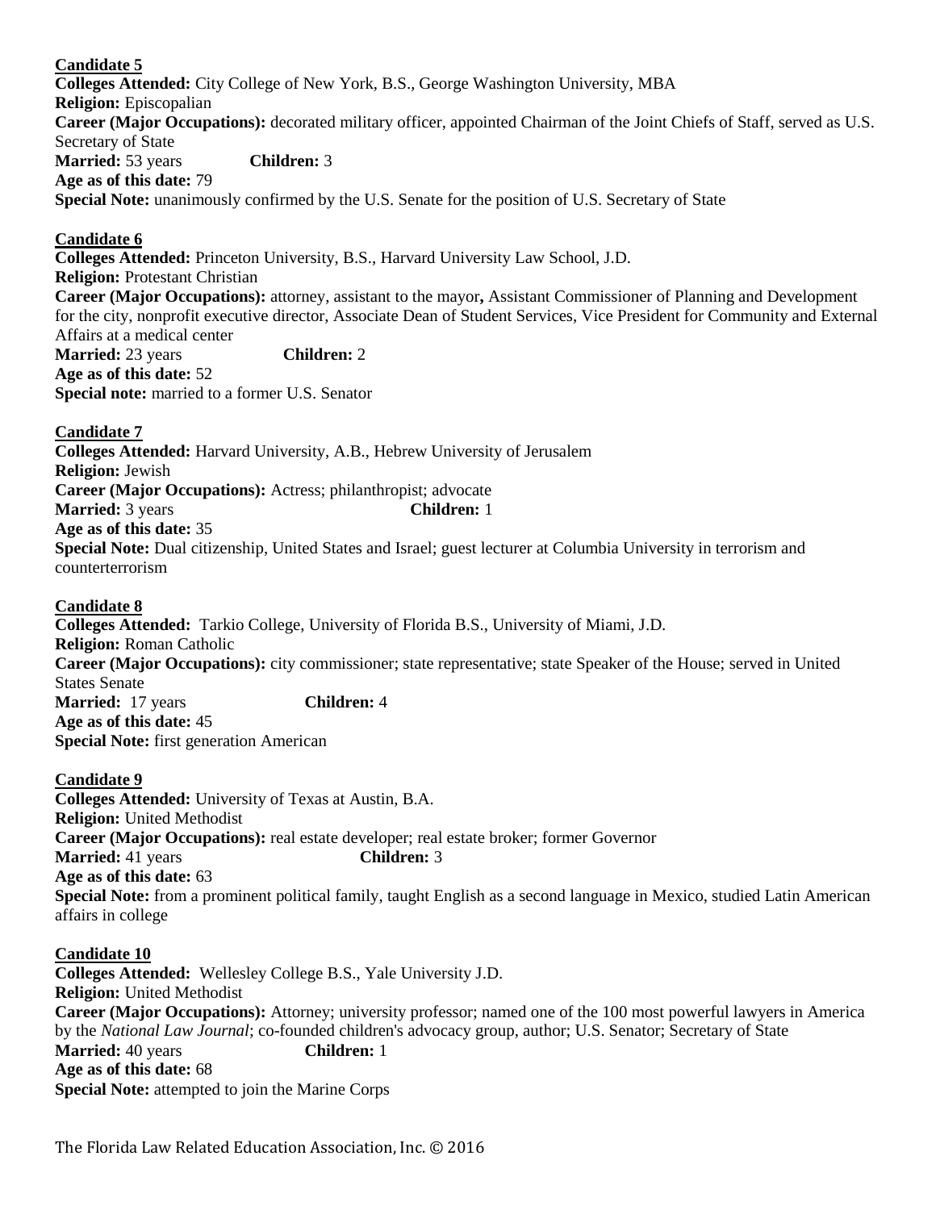**Candidate 5**
**Colleges Attended:** City College of New York, B.S., George Washington University, MBA
**Religion:** Episcopalian
**Career (Major Occupations):** decorated military officer, appointed Chairman of the Joint Chiefs of Staff, served as U.S. Secretary of State
**Married:** 53 years **Children:** 3
**Age as of this date:** 79
**Special Note:** unanimously confirmed by the U.S. Senate for the position of U.S. Secretary of State

**Candidate 6**
**Colleges Attended:** Princeton University, B.S., Harvard University Law School, J.D.
**Religion:** Protestant Christian
**Career (Major Occupations):** attorney, assistant to the mayor**,** Assistant Commissioner of Planning and Development for the city, nonprofit executive director, Associate Dean of Student Services, Vice President for Community and External Affairs at a medical center
**Married:** 23 years **Children:** 2
**Age as of this date:** 52
**Special note:** married to a former U.S. Senator

**Candidate 7**
**Colleges Attended:** Harvard University, A.B., Hebrew University of Jerusalem
**Religion:** Jewish
**Career (Major Occupations):** Actress; philanthropist; advocate
**Married:** 3 years **Children:** 1
**Age as of this date:** 35
**Special Note:** Dual citizenship, United States and Israel; guest lecturer at Columbia University in terrorism and counterterrorism

**Candidate 8**
**Colleges Attended:** Tarkio College, University of Florida B.S., University of Miami, J.D.
**Religion:** Roman Catholic
**Career (Major Occupations):** city commissioner; state representative; state Speaker of the House; served in United States Senate
**Married:** 17 years **Children:** 4
**Age as of this date:** 45
**Special Note:** first generation American

**Candidate 9**
**Colleges Attended:** University of Texas at Austin, B.A.
**Religion:** United Methodist
**Career (Major Occupations):** real estate developer; real estate broker; former Governor
**Married:** 41 years **Children:** 3
**Age as of this date:** 63
**Special Note:** from a prominent political family, taught English as a second language in Mexico, studied Latin American affairs in college

**Candidate 10**
**Colleges Attended:** Wellesley College B.S., Yale University J.D.
**Religion:** United Methodist
**Career (Major Occupations):** Attorney; university professor; named one of the 100 most powerful lawyers in America by the *National Law Journal*; co-founded children's advocacy group, author; U.S. Senator; Secretary of State
**Married:** 40 years **Children:** 1
**Age as of this date:** 68
**Special Note:** attempted to join the Marine Corps

The Florida Law Related Education Association, Inc. © 2016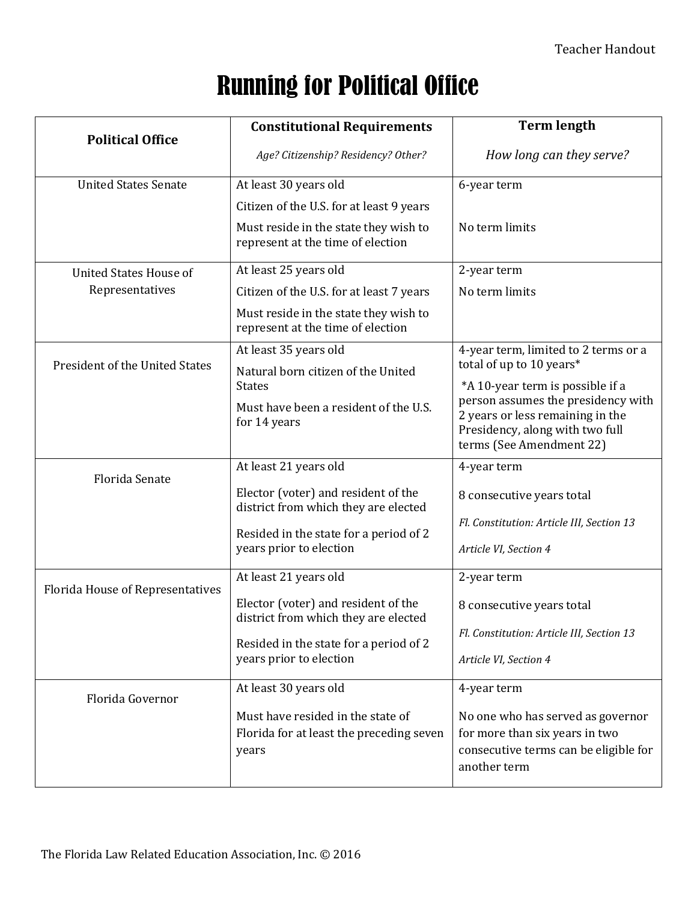Teacher Handout

# Running for Political Office

| Political Office | Constitutional Requirements<br>*Age? Citizenship? Residency? Other?* | Term length<br>*How long can they serve?* |
|---|---|---|
| United States Senate | At least 30 years old<br>Citizen of the U.S. for at least 9 years<br>Must reside in the state they wish to represent at the time of election | 6-year term<br>No term limits |
| United States House of Representatives | At least 25 years old<br>Citizen of the U.S. for at least 7 years<br>Must reside in the state they wish to represent at the time of election | 2-year term<br>No term limits |
| President of the United States | At least 35 years old<br>Natural born citizen of the United States<br>Must have been a resident of the U.S. for 14 years | 4-year term, limited to 2 terms or a total of up to 10 years*<br>*A 10-year term is possible if a person assumes the presidency with 2 years or less remaining in the Presidency, along with two full terms (See Amendment 22) |
| Florida Senate | At least 21 years old<br>Elector (voter) and resident of the district from which they are elected<br>Resided in the state for a period of 2 years prior to election | 4-year term<br>8 consecutive years total<br>*Fl. Constitution: Article III, Section 13*<br>*Article VI, Section 4* |
| Florida House of Representatives | At least 21 years old<br>Elector (voter) and resident of the district from which they are elected<br>Resided in the state for a period of 2 years prior to election | 2-year term<br>8 consecutive years total<br>*Fl. Constitution: Article III, Section 13*<br>*Article VI, Section 4* |
| Florida Governor | At least 30 years old<br>Must have resided in the state of Florida for at least the preceding seven years | 4-year term<br>No one who has served as governor for more than six years in two consecutive terms can be eligible for another term |

The Florida Law Related Education Association, Inc. © 2016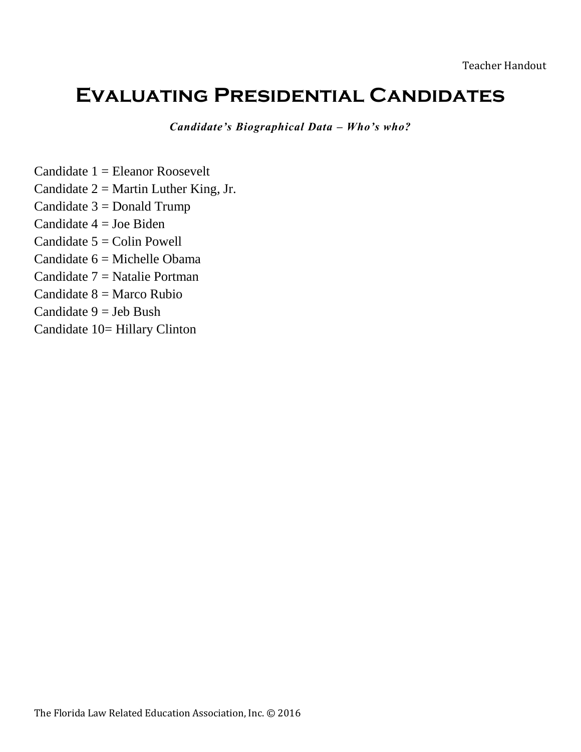Teacher Handout

# Evaluating Presidential Candidates

***Candidate's Biographical Data – Who's who?***

Candidate 1 = Eleanor Roosevelt
Candidate 2 = Martin Luther King, Jr.
Candidate 3 = Donald Trump
Candidate 4 = Joe Biden
Candidate 5 = Colin Powell
Candidate 6 = Michelle Obama
Candidate 7 = Natalie Portman
Candidate 8 = Marco Rubio
Candidate 9 = Jeb Bush
Candidate 10= Hillary Clinton

The Florida Law Related Education Association, Inc. © 2016